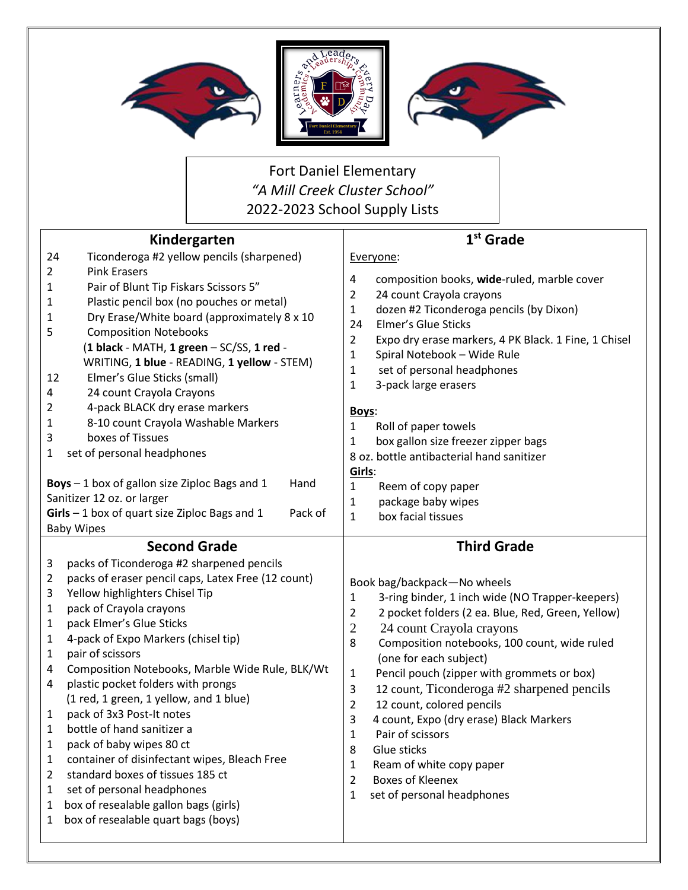Fort Daniel Elementary

*"A Mill Creek Cluster School"*

2022-2023 School Supply Lists

## Kindergarten

- 24 Ticonderoga #2 yellow pencils (sharpened)
- 2 Pink Erasers
- 1 Pair of Blunt Tip Fiskars Scissors 5"
- 1 Plastic pencil box (no pouches or metal)
- 1 Dry Erase/White board (approximately 8 x 10
- 5 Composition Notebooks (**1 black** - MATH, **1 green** – SC/SS, **1 red** - WRITING, **1 blue** - READING, **1 yellow** - STEM)
- 12 Elmer's Glue Sticks (small)
- 4 24 count Crayola Crayons
- 2 4-pack BLACK dry erase markers
- 1 8-10 count Crayola Washable Markers
- 3 boxes of Tissues
- 1 set of personal headphones

**Boys** – 1 box of gallon size Ziploc Bags and 1 Hand Sanitizer 12 oz. or larger

**Girls** – 1 box of quart size Ziploc Bags and 1 Pack of Baby Wipes

## 1st Grade

Everyone:

- 4 composition books, **wide**-ruled, marble cover
- 2 24 count Crayola crayons
- 1 dozen #2 Ticonderoga pencils (by Dixon)
- 24 Elmer's Glue Sticks
- 2 Expo dry erase markers, 4 PK Black. 1 Fine, 1 Chisel
- 1 Spiral Notebook – Wide Rule
- 1 set of personal headphones
- 1 3-pack large erasers

**Boys**:

- 1 Roll of paper towels
- 1 box gallon size freezer zipper bags
- 8 oz. bottle antibacterial hand sanitizer

**Girls**:

- 1 Reem of copy paper
- 1 package baby wipes
- 1 box facial tissues

## Second Grade

- 3 packs of Ticonderoga #2 sharpened pencils
- 2 packs of eraser pencil caps, Latex Free (12 count)
- 3 Yellow highlighters Chisel Tip
- 1 pack of Crayola crayons
- 1 pack Elmer's Glue Sticks
- 1 4-pack of Expo Markers (chisel tip)
- 1 pair of scissors
- 4 Composition Notebooks, Marble Wide Rule, BLK/Wt
- 4 plastic pocket folders with prongs (1 red, 1 green, 1 yellow, and 1 blue)
- 1 pack of 3x3 Post-It notes
- 1 bottle of hand sanitizer a
- 1 pack of baby wipes 80 ct
- 1 container of disinfectant wipes, Bleach Free
- 2 standard boxes of tissues 185 ct
- 1 set of personal headphones
- 1 box of resealable gallon bags (girls)
- 1 box of resealable quart bags (boys)

## Third Grade

Book bag/backpack—No wheels

- 1 3-ring binder, 1 inch wide (NO Trapper-keepers)
- 2 2 pocket folders (2 ea. Blue, Red, Green, Yellow)
- 2 24 count Crayola crayons
- 8 Composition notebooks, 100 count, wide ruled (one for each subject)
- 1 Pencil pouch (zipper with grommets or box)
- 3 12 count, Ticonderoga #2 sharpened pencils
- 2 12 count, colored pencils
- 3 4 count, Expo (dry erase) Black Markers
- 1 Pair of scissors
- 8 Glue sticks
- 1 Ream of white copy paper
- 2 Boxes of Kleenex
- 1 set of personal headphones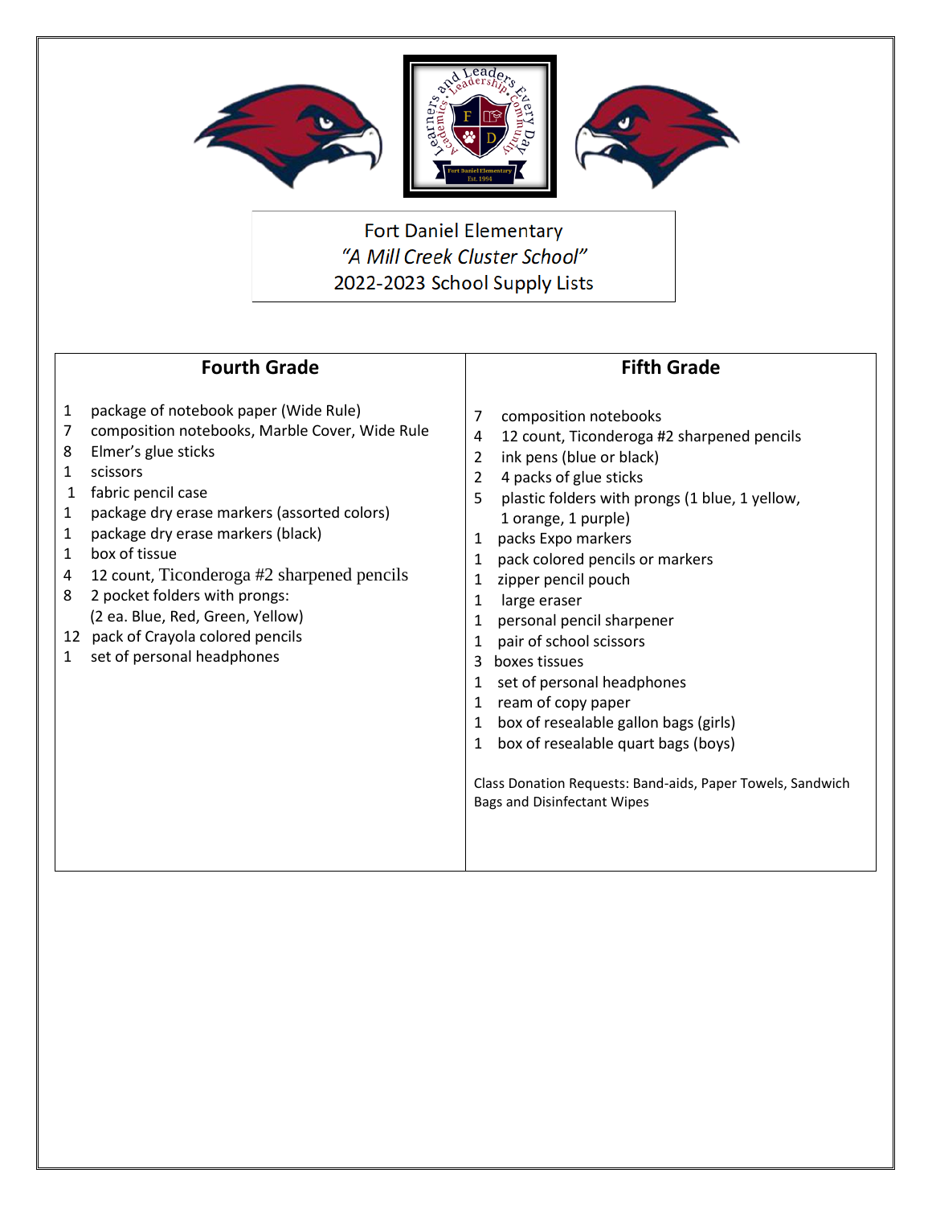Fort Daniel Elementary

*"A Mill Creek Cluster School"*

2022-2023 School Supply Lists

## Fourth Grade

- 1 package of notebook paper (Wide Rule)
- 7 composition notebooks, Marble Cover, Wide Rule
- 8 Elmer's glue sticks
- 1 scissors
- 1 fabric pencil case
- 1 package dry erase markers (assorted colors)
- 1 package dry erase markers (black)
- 1 box of tissue
- 4 12 count, Ticonderoga #2 sharpened pencils
- 8 2 pocket folders with prongs: (2 ea. Blue, Red, Green, Yellow)
- 12 pack of Crayola colored pencils
- 1 set of personal headphones

## Fifth Grade

- 7 composition notebooks
- 4 12 count, Ticonderoga #2 sharpened pencils
- 2 ink pens (blue or black)
- 2 4 packs of glue sticks
- 5 plastic folders with prongs (1 blue, 1 yellow, 1 orange, 1 purple)
- 1 packs Expo markers
- 1 pack colored pencils or markers
- 1 zipper pencil pouch
- 1 large eraser
- 1 personal pencil sharpener
- 1 pair of school scissors
- 3 boxes tissues
- 1 set of personal headphones
- 1 ream of copy paper
- 1 box of resealable gallon bags (girls)
- 1 box of resealable quart bags (boys)

Class Donation Requests: Band-aids, Paper Towels, Sandwich Bags and Disinfectant Wipes